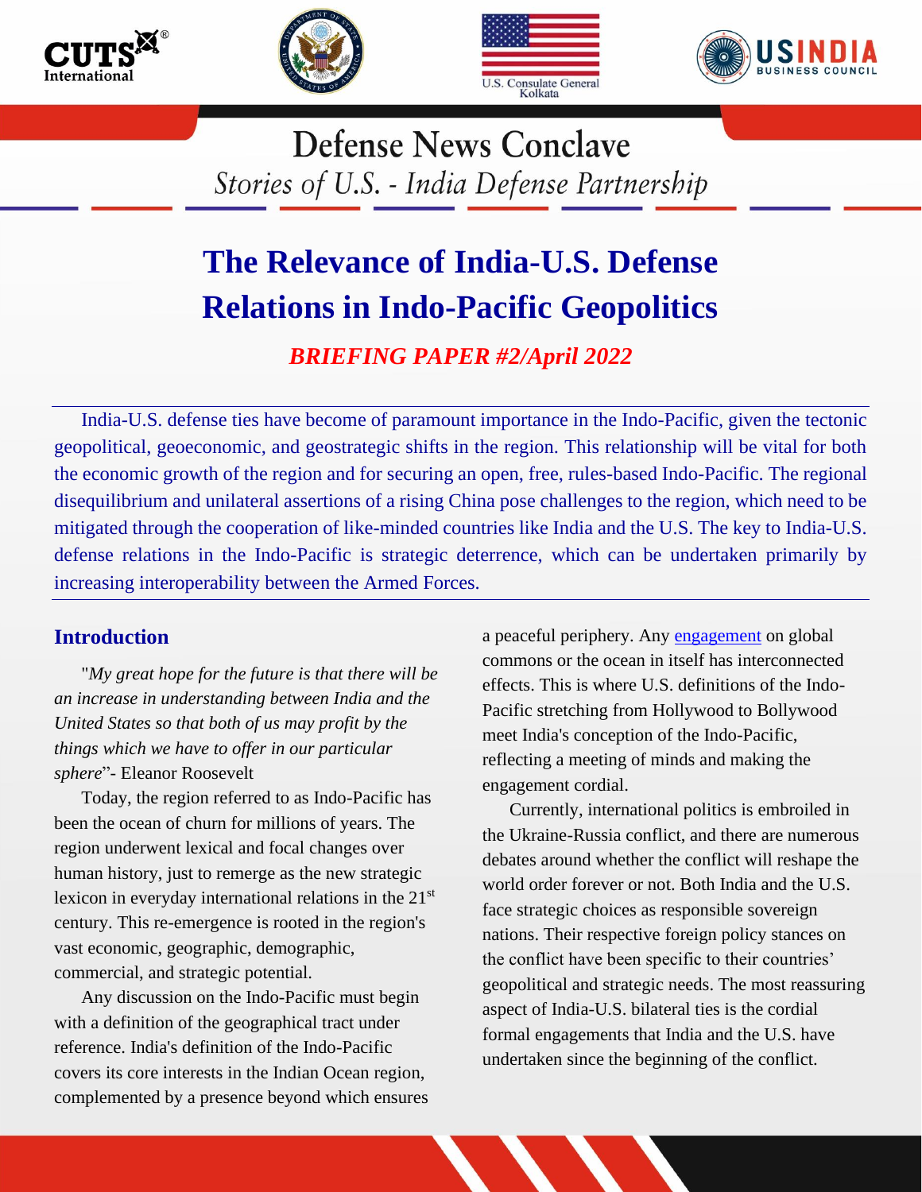Defense News Conclave

*Stories of U.S. - India Defense Partnership*

# The Relevance of India-U.S. Defense Relations in Indo-Pacific Geopolitics

***BRIEFING PAPER #2/April 2022***

India-U.S. defense ties have become of paramount importance in the Indo-Pacific, given the tectonic geopolitical, geoeconomic, and geostrategic shifts in the region. This relationship will be vital for both the economic growth of the region and for securing an open, free, rules-based Indo-Pacific. The regional disequilibrium and unilateral assertions of a rising China pose challenges to the region, which need to be mitigated through the cooperation of like-minded countries like India and the U.S. The key to India-U.S. defense relations in the Indo-Pacific is strategic deterrence, which can be undertaken primarily by increasing interoperability between the Armed Forces.

## Introduction

"*My great hope for the future is that there will be an increase in understanding between India and the United States so that both of us may profit by the things which we have to offer in our particular sphere*"- Eleanor Roosevelt

Today, the region referred to as Indo-Pacific has been the ocean of churn for millions of years. The region underwent lexical and focal changes over human history, just to remerge as the new strategic lexicon in everyday international relations in the 21st century. This re-emergence is rooted in the region's vast economic, geographic, demographic, commercial, and strategic potential.

Any discussion on the Indo-Pacific must begin with a definition of the geographical tract under reference. India's definition of the Indo-Pacific covers its core interests in the Indian Ocean region, complemented by a presence beyond which ensures a peaceful periphery. Any engagement on global commons or the ocean in itself has interconnected effects. This is where U.S. definitions of the Indo-Pacific stretching from Hollywood to Bollywood meet India's conception of the Indo-Pacific, reflecting a meeting of minds and making the engagement cordial.

Currently, international politics is embroiled in the Ukraine-Russia conflict, and there are numerous debates around whether the conflict will reshape the world order forever or not. Both India and the U.S. face strategic choices as responsible sovereign nations. Their respective foreign policy stances on the conflict have been specific to their countries' geopolitical and strategic needs. The most reassuring aspect of India-U.S. bilateral ties is the cordial formal engagements that India and the U.S. have undertaken since the beginning of the conflict.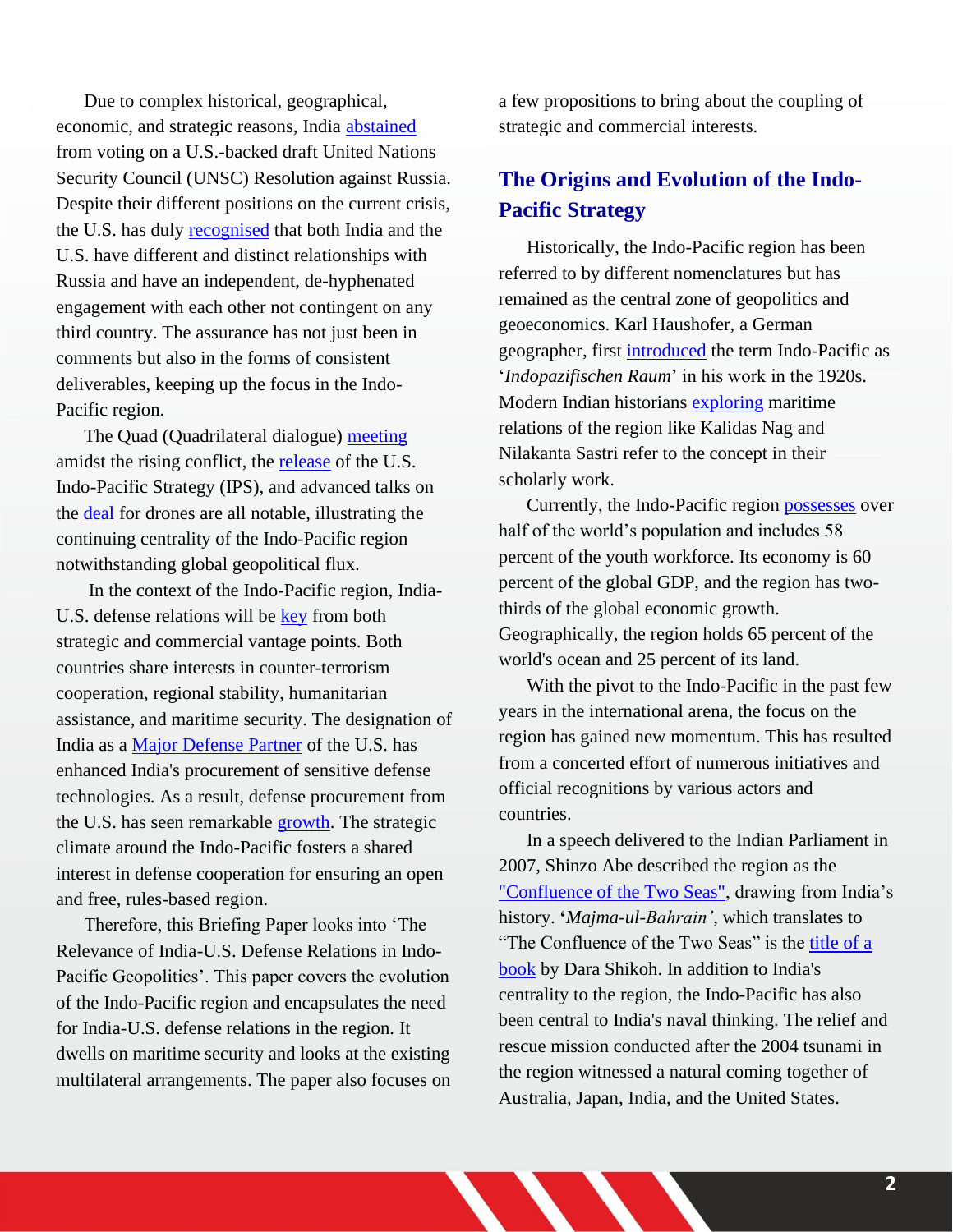Due to complex historical, geographical, economic, and strategic reasons, India abstained from voting on a U.S.-backed draft United Nations Security Council (UNSC) Resolution against Russia. Despite their different positions on the current crisis, the U.S. has duly recognised that both India and the U.S. have different and distinct relationships with Russia and have an independent, de-hyphenated engagement with each other not contingent on any third country. The assurance has not just been in comments but also in the forms of consistent deliverables, keeping up the focus in the Indo-Pacific region.

The Quad (Quadrilateral dialogue) meeting amidst the rising conflict, the release of the U.S. Indo-Pacific Strategy (IPS), and advanced talks on the deal for drones are all notable, illustrating the continuing centrality of the Indo-Pacific region notwithstanding global geopolitical flux.

In the context of the Indo-Pacific region, India-U.S. defense relations will be key from both strategic and commercial vantage points. Both countries share interests in counter-terrorism cooperation, regional stability, humanitarian assistance, and maritime security. The designation of India as a Major Defense Partner of the U.S. has enhanced India's procurement of sensitive defense technologies. As a result, defense procurement from the U.S. has seen remarkable growth. The strategic climate around the Indo-Pacific fosters a shared interest in defense cooperation for ensuring an open and free, rules-based region.

Therefore, this Briefing Paper looks into 'The Relevance of India-U.S. Defense Relations in Indo-Pacific Geopolitics'. This paper covers the evolution of the Indo-Pacific region and encapsulates the need for India-U.S. defense relations in the region. It dwells on maritime security and looks at the existing multilateral arrangements. The paper also focuses on a few propositions to bring about the coupling of strategic and commercial interests.

## The Origins and Evolution of the Indo-Pacific Strategy

Historically, the Indo-Pacific region has been referred to by different nomenclatures but has remained as the central zone of geopolitics and geoeconomics. Karl Haushofer, a German geographer, first introduced the term Indo-Pacific as '*Indopazifischen Raum*' in his work in the 1920s. Modern Indian historians exploring maritime relations of the region like Kalidas Nag and Nilakanta Sastri refer to the concept in their scholarly work.

Currently, the Indo-Pacific region possesses over half of the world's population and includes 58 percent of the youth workforce. Its economy is 60 percent of the global GDP, and the region has two-thirds of the global economic growth. Geographically, the region holds 65 percent of the world's ocean and 25 percent of its land.

With the pivot to the Indo-Pacific in the past few years in the international arena, the focus on the region has gained new momentum. This has resulted from a concerted effort of numerous initiatives and official recognitions by various actors and countries.

In a speech delivered to the Indian Parliament in 2007, Shinzo Abe described the region as the "Confluence of the Two Seas", drawing from India's history. **'***Majma-ul-Bahrain'*, which translates to "The Confluence of the Two Seas" is the title of a book by Dara Shikoh. In addition to India's centrality to the region, the Indo-Pacific has also been central to India's naval thinking. The relief and rescue mission conducted after the 2004 tsunami in the region witnessed a natural coming together of Australia, Japan, India, and the United States.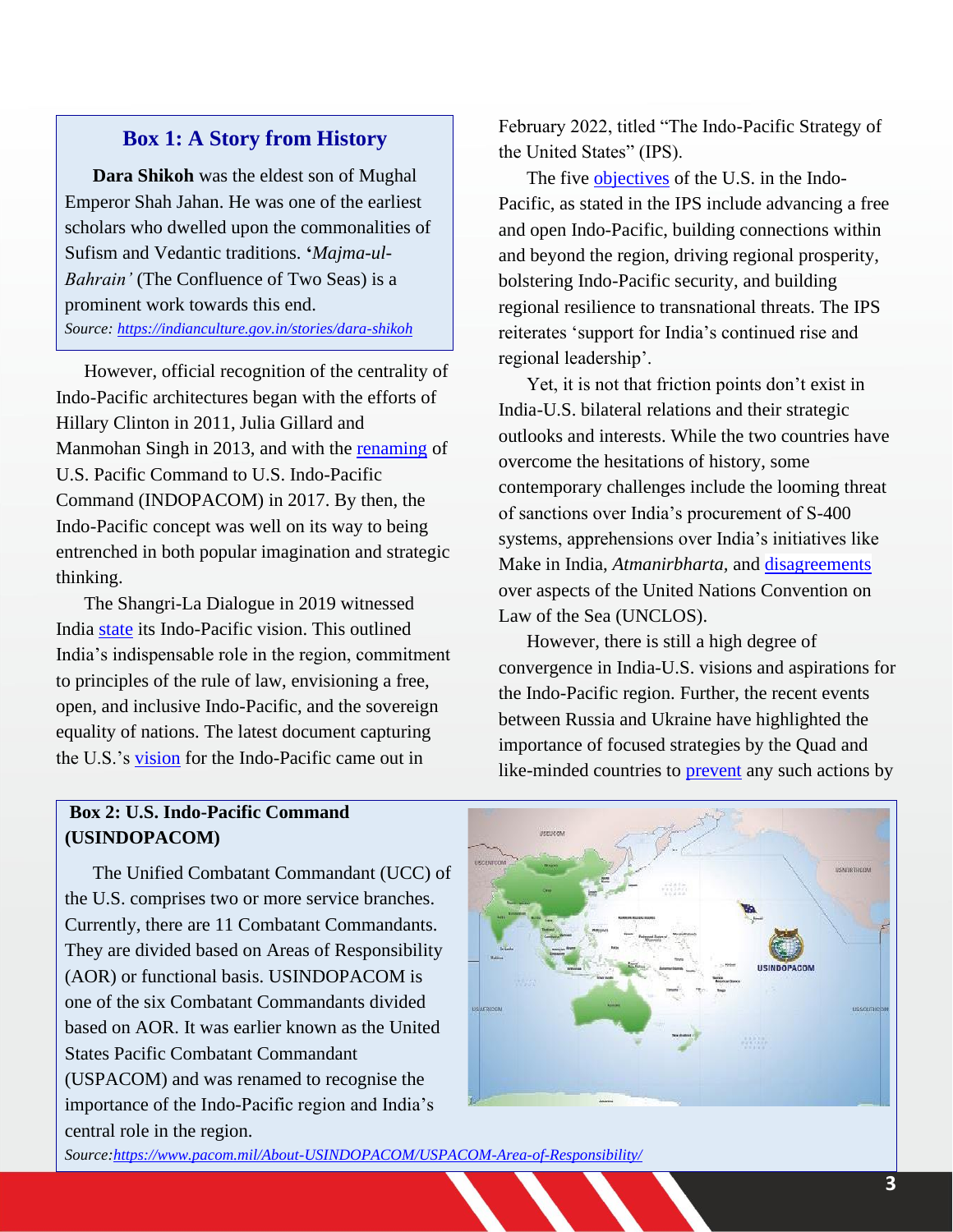## Box 1: A Story from History

**Dara Shikoh** was the eldest son of Mughal Emperor Shah Jahan. He was one of the earliest scholars who dwelled upon the commonalities of Sufism and Vedantic traditions. '*Majma-ul-Bahrain'* (The Confluence of Two Seas) is a prominent work towards this end.

*Source: https://indianculture.gov.in/stories/dara-shikoh*

However, official recognition of the centrality of Indo-Pacific architectures began with the efforts of Hillary Clinton in 2011, Julia Gillard and Manmohan Singh in 2013, and with the renaming of U.S. Pacific Command to U.S. Indo-Pacific Command (INDOPACOM) in 2017. By then, the Indo-Pacific concept was well on its way to being entrenched in both popular imagination and strategic thinking.

The Shangri-La Dialogue in 2019 witnessed India state its Indo-Pacific vision. This outlined India's indispensable role in the region, commitment to principles of the rule of law, envisioning a free, open, and inclusive Indo-Pacific, and the sovereign equality of nations. The latest document capturing the U.S.'s vision for the Indo-Pacific came out in February 2022, titled "The Indo-Pacific Strategy of the United States" (IPS).

The five objectives of the U.S. in the Indo-Pacific, as stated in the IPS include advancing a free and open Indo-Pacific, building connections within and beyond the region, driving regional prosperity, bolstering Indo-Pacific security, and building regional resilience to transnational threats. The IPS reiterates 'support for India's continued rise and regional leadership'.

Yet, it is not that friction points don't exist in India-U.S. bilateral relations and their strategic outlooks and interests. While the two countries have overcome the hesitations of history, some contemporary challenges include the looming threat of sanctions over India's procurement of S-400 systems, apprehensions over India's initiatives like Make in India, *Atmanirbharta*, and disagreements over aspects of the United Nations Convention on Law of the Sea (UNCLOS).

However, there is still a high degree of convergence in India-U.S. visions and aspirations for the Indo-Pacific region. Further, the recent events between Russia and Ukraine have highlighted the importance of focused strategies by the Quad and like-minded countries to prevent any such actions by

**Box 2: U.S. Indo-Pacific Command (USINDOPACOM)**

The Unified Combatant Commandant (UCC) of the U.S. comprises two or more service branches. Currently, there are 11 Combatant Commandants. They are divided based on Areas of Responsibility (AOR) or functional basis. USINDOPACOM is one of the six Combatant Commandants divided based on AOR. It was earlier known as the United States Pacific Combatant Commandant (USPACOM) and was renamed to recognise the importance of the Indo-Pacific region and India's central role in the region.

*Source: https://www.pacom.mil/About-USINDOPACOM/USPACOM-Area-of-Responsibility/*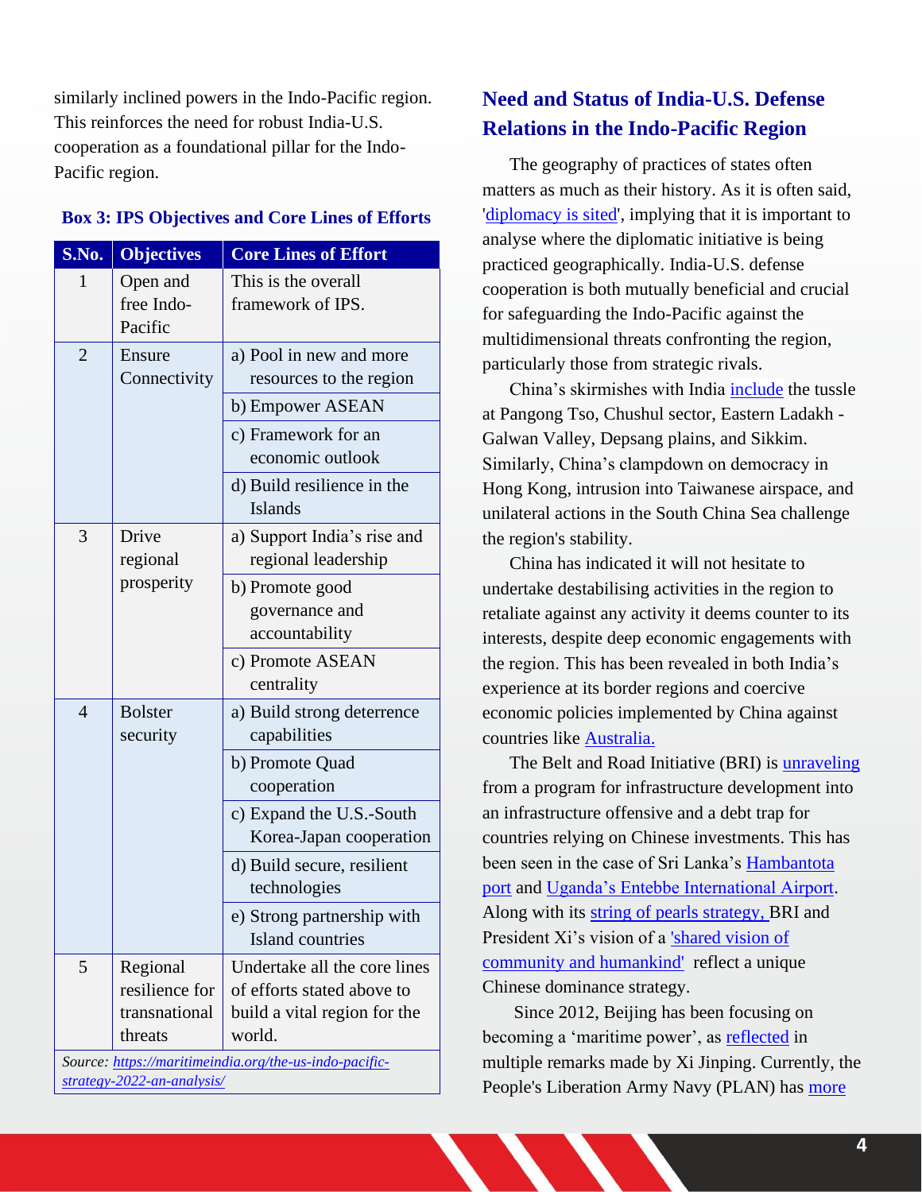similarly inclined powers in the Indo-Pacific region. This reinforces the need for robust India-U.S. cooperation as a foundational pillar for the Indo-Pacific region.

**Box 3: IPS Objectives and Core Lines of Efforts**

| S.No. | Objectives | Core Lines of Effort |
|---|---|---|
| 1 | Open and free Indo-Pacific | This is the overall framework of IPS. |
| 2 | Ensure Connectivity | a) Pool in new and more resources to the region |
| | | b) Empower ASEAN |
| | | c) Framework for an economic outlook |
| | | d) Build resilience in the Islands |
| 3 | Drive regional prosperity | a) Support India's rise and regional leadership |
| | | b) Promote good governance and accountability |
| | | c) Promote ASEAN centrality |
| 4 | Bolster security | a) Build strong deterrence capabilities |
| | | b) Promote Quad cooperation |
| | | c) Expand the U.S.-South Korea-Japan cooperation |
| | | d) Build secure, resilient technologies |
| | | e) Strong partnership with Island countries |
| 5 | Regional resilience for transnational threats | Undertake all the core lines of efforts stated above to build a vital region for the world. |

*Source: https://maritimeindia.org/the-us-indo-pacific-strategy-2022-an-analysis/*

## Need and Status of India-U.S. Defense Relations in the Indo-Pacific Region

The geography of practices of states often matters as much as their history. As it is often said, 'diplomacy is sited', implying that it is important to analyse where the diplomatic initiative is being practiced geographically. India-U.S. defense cooperation is both mutually beneficial and crucial for safeguarding the Indo-Pacific against the multidimensional threats confronting the region, particularly those from strategic rivals.

China's skirmishes with India include the tussle at Pangong Tso, Chushul sector, Eastern Ladakh - Galwan Valley, Depsang plains, and Sikkim. Similarly, China's clampdown on democracy in Hong Kong, intrusion into Taiwanese airspace, and unilateral actions in the South China Sea challenge the region's stability.

China has indicated it will not hesitate to undertake destabilising activities in the region to retaliate against any activity it deems counter to its interests, despite deep economic engagements with the region. This has been revealed in both India's experience at its border regions and coercive economic policies implemented by China against countries like Australia.

The Belt and Road Initiative (BRI) is unraveling from a program for infrastructure development into an infrastructure offensive and a debt trap for countries relying on Chinese investments. This has been seen in the case of Sri Lanka's Hambantota port and Uganda's Entebbe International Airport. Along with its string of pearls strategy, BRI and President Xi's vision of a 'shared vision of community and humankind' reflect a unique Chinese dominance strategy.

Since 2012, Beijing has been focusing on becoming a 'maritime power', as reflected in multiple remarks made by Xi Jinping. Currently, the People's Liberation Army Navy (PLAN) has more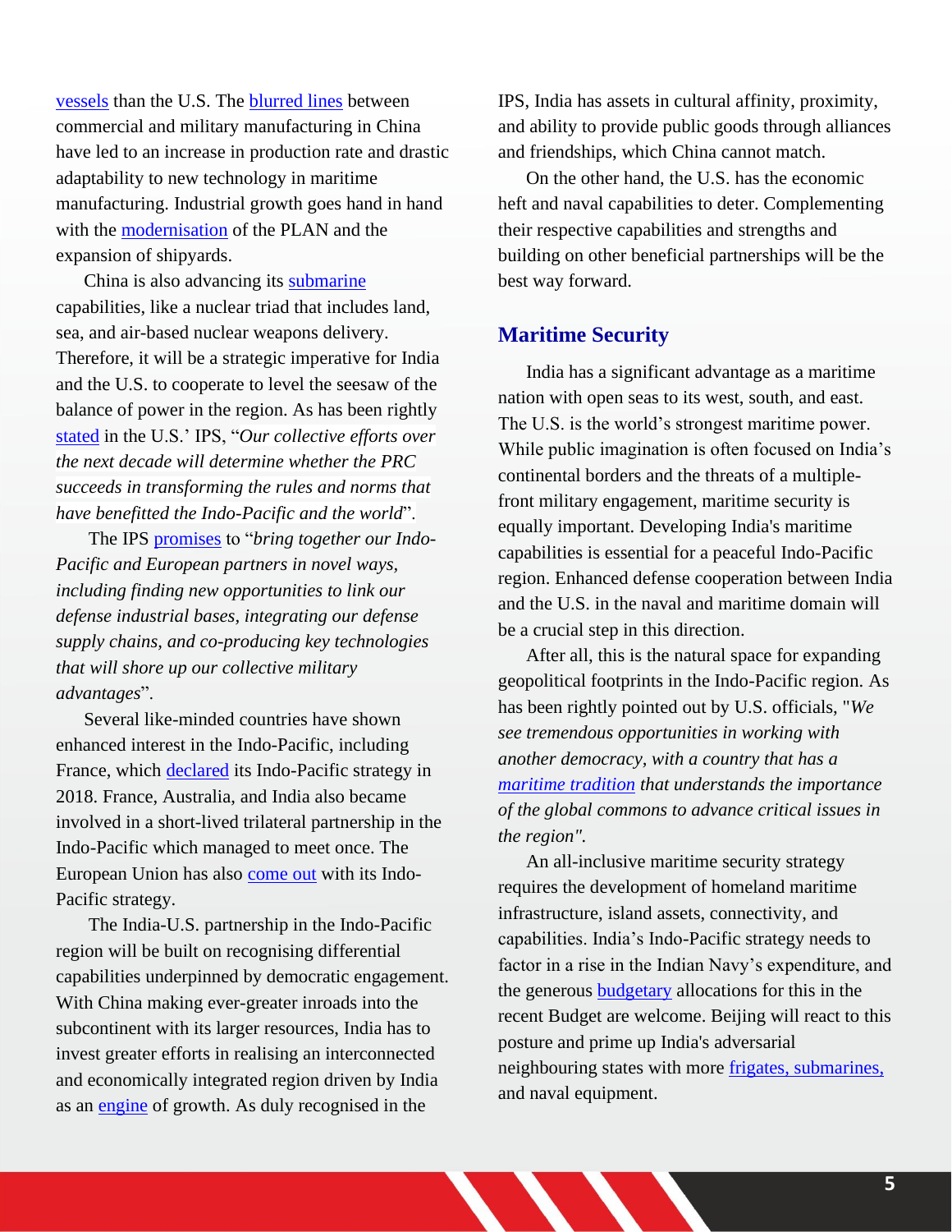vessels than the U.S. The blurred lines between commercial and military manufacturing in China have led to an increase in production rate and drastic adaptability to new technology in maritime manufacturing. Industrial growth goes hand in hand with the modernisation of the PLAN and the expansion of shipyards.

China is also advancing its submarine capabilities, like a nuclear triad that includes land, sea, and air-based nuclear weapons delivery. Therefore, it will be a strategic imperative for India and the U.S. to cooperate to level the seesaw of the balance of power in the region. As has been rightly stated in the U.S.' IPS, "*Our collective efforts over the next decade will determine whether the PRC succeeds in transforming the rules and norms that have benefitted the Indo-Pacific and the world*".

The IPS promises to "*bring together our Indo-Pacific and European partners in novel ways, including finding new opportunities to link our defense industrial bases, integrating our defense supply chains, and co-producing key technologies that will shore up our collective military advantages*".

Several like-minded countries have shown enhanced interest in the Indo-Pacific, including France, which declared its Indo-Pacific strategy in 2018. France, Australia, and India also became involved in a short-lived trilateral partnership in the Indo-Pacific which managed to meet once. The European Union has also come out with its Indo-Pacific strategy.

The India-U.S. partnership in the Indo-Pacific region will be built on recognising differential capabilities underpinned by democratic engagement. With China making ever-greater inroads into the subcontinent with its larger resources, India has to invest greater efforts in realising an interconnected and economically integrated region driven by India as an engine of growth. As duly recognised in the IPS, India has assets in cultural affinity, proximity, and ability to provide public goods through alliances and friendships, which China cannot match.

On the other hand, the U.S. has the economic heft and naval capabilities to deter. Complementing their respective capabilities and strengths and building on other beneficial partnerships will be the best way forward.

## Maritime Security

India has a significant advantage as a maritime nation with open seas to its west, south, and east. The U.S. is the world's strongest maritime power. While public imagination is often focused on India's continental borders and the threats of a multiple-front military engagement, maritime security is equally important. Developing India's maritime capabilities is essential for a peaceful Indo-Pacific region. Enhanced defense cooperation between India and the U.S. in the naval and maritime domain will be a crucial step in this direction.

After all, this is the natural space for expanding geopolitical footprints in the Indo-Pacific region. As has been rightly pointed out by U.S. officials, "*We see tremendous opportunities in working with another democracy, with a country that has a maritime tradition that understands the importance of the global commons to advance critical issues in the region*".

An all-inclusive maritime security strategy requires the development of homeland maritime infrastructure, island assets, connectivity, and capabilities. India's Indo-Pacific strategy needs to factor in a rise in the Indian Navy's expenditure, and the generous budgetary allocations for this in the recent Budget are welcome. Beijing will react to this posture and prime up India's adversarial neighbouring states with more frigates, submarines, and naval equipment.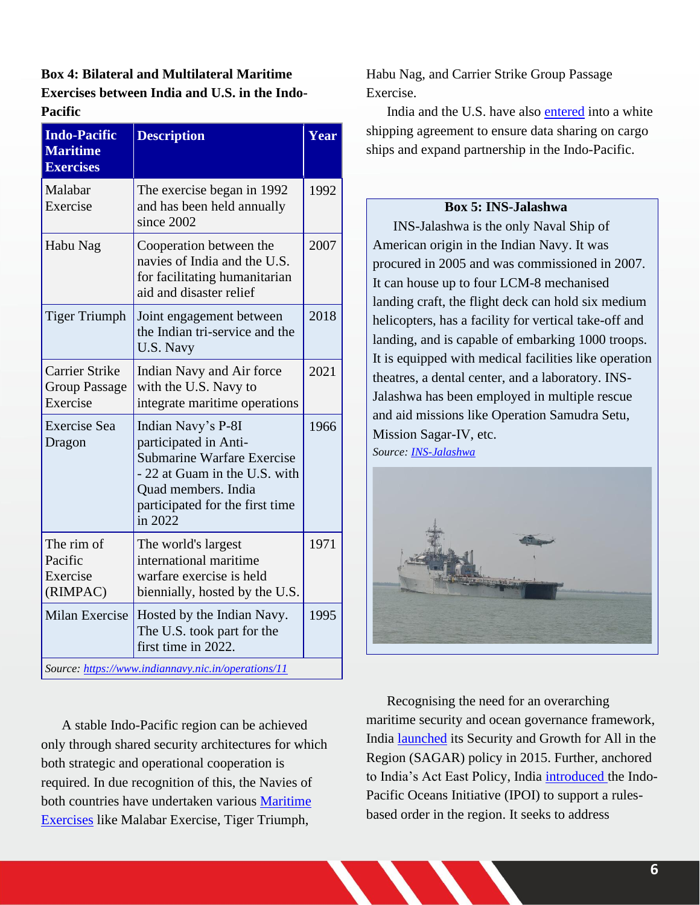**Box 4: Bilateral and Multilateral Maritime Exercises between India and U.S. in the Indo-Pacific**

| Indo-Pacific Maritime Exercises | Description | Year |
|---|---|---|
| Malabar Exercise | The exercise began in 1992 and has been held annually since 2002 | 1992 |
| Habu Nag | Cooperation between the navies of India and the U.S. for facilitating humanitarian aid and disaster relief | 2007 |
| Tiger Triumph | Joint engagement between the Indian tri-service and the U.S. Navy | 2018 |
| Carrier Strike Group Passage Exercise | Indian Navy and Air force with the U.S. Navy to integrate maritime operations | 2021 |
| Exercise Sea Dragon | Indian Navy's P-8I participated in Anti-Submarine Warfare Exercise - 22 at Guam in the U.S. with Quad members. India participated for the first time in 2022 | 1966 |
| The rim of Pacific Exercise (RIMPAC) | The world's largest international maritime warfare exercise is held biennially, hosted by the U.S. | 1971 |
| Milan Exercise | Hosted by the Indian Navy. The U.S. took part for the first time in 2022. | 1995 |

*Source: https://www.indiannavy.nic.in/operations/11*

A stable Indo-Pacific region can be achieved only through shared security architectures for which both strategic and operational cooperation is required. In due recognition of this, the Navies of both countries have undertaken various Maritime Exercises like Malabar Exercise, Tiger Triumph, Habu Nag, and Carrier Strike Group Passage Exercise.

India and the U.S. have also entered into a white shipping agreement to ensure data sharing on cargo ships and expand partnership in the Indo-Pacific.

**Box 5: INS-Jalashwa**

INS-Jalashwa is the only Naval Ship of American origin in the Indian Navy. It was procured in 2005 and was commissioned in 2007. It can house up to four LCM-8 mechanised landing craft, the flight deck can hold six medium helicopters, has a facility for vertical take-off and landing, and is capable of embarking 1000 troops. It is equipped with medical facilities like operation theatres, a dental center, and a laboratory. INS-Jalashwa has been employed in multiple rescue and aid missions like Operation Samudra Setu, Mission Sagar-IV, etc.

*Source: INS-Jalashwa*

Recognising the need for an overarching maritime security and ocean governance framework, India launched its Security and Growth for All in the Region (SAGAR) policy in 2015. Further, anchored to India's Act East Policy, India introduced the Indo-Pacific Oceans Initiative (IPOI) to support a rules-based order in the region. It seeks to address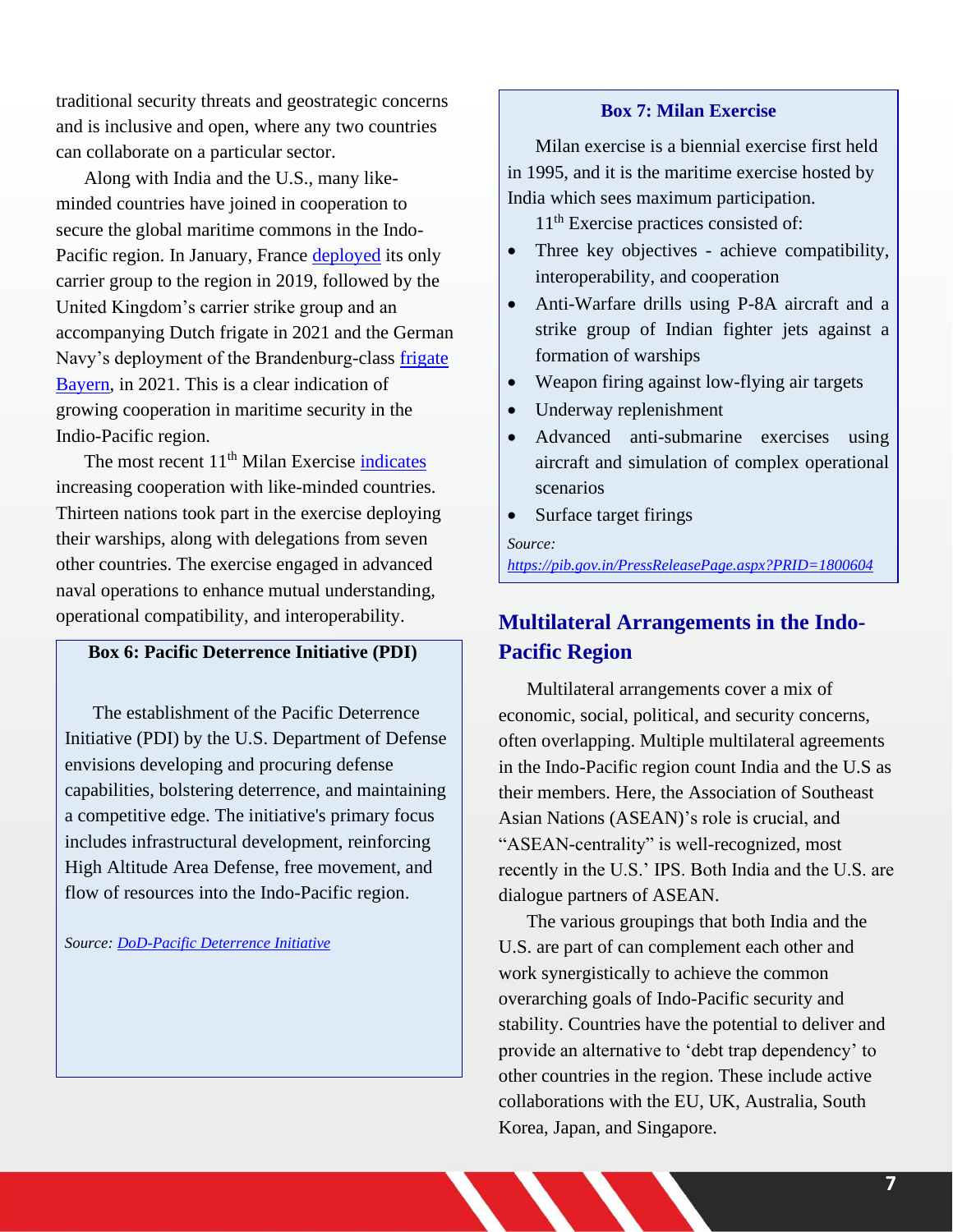traditional security threats and geostrategic concerns and is inclusive and open, where any two countries can collaborate on a particular sector.

Along with India and the U.S., many like-minded countries have joined in cooperation to secure the global maritime commons in the Indo-Pacific region. In January, France [deployed](#) its only carrier group to the region in 2019, followed by the United Kingdom's carrier strike group and an accompanying Dutch frigate in 2021 and the German Navy's deployment of the Brandenburg-class [frigate Bayern](#), in 2021. This is a clear indication of growing cooperation in maritime security in the Indio-Pacific region.

The most recent 11th Milan Exercise [indicates](#) increasing cooperation with like-minded countries. Thirteen nations took part in the exercise deploying their warships, along with delegations from seven other countries. The exercise engaged in advanced naval operations to enhance mutual understanding, operational compatibility, and interoperability.

> **Box 6: Pacific Deterrence Initiative (PDI)**
>
> The establishment of the Pacific Deterrence Initiative (PDI) by the U.S. Department of Defense envisions developing and procuring defense capabilities, bolstering deterrence, and maintaining a competitive edge. The initiative's primary focus includes infrastructural development, reinforcing High Altitude Area Defense, free movement, and flow of resources into the Indo-Pacific region.
>
> *Source: [DoD-Pacific Deterrence Initiative](#)*

> **Box 7: Milan Exercise**
>
> Milan exercise is a biennial exercise first held in 1995, and it is the maritime exercise hosted by India which sees maximum participation.
>
> 11th Exercise practices consisted of:
>
> - Three key objectives - achieve compatibility, interoperability, and cooperation
> - Anti-Warfare drills using P-8A aircraft and a strike group of Indian fighter jets against a formation of warships
> - Weapon firing against low-flying air targets
> - Underway replenishment
> - Advanced anti-submarine exercises using aircraft and simulation of complex operational scenarios
> - Surface target firings
>
> *Source:*
> *https://pib.gov.in/PressReleasePage.aspx?PRID=1800604*

## Multilateral Arrangements in the Indo-Pacific Region

Multilateral arrangements cover a mix of economic, social, political, and security concerns, often overlapping. Multiple multilateral agreements in the Indo-Pacific region count India and the U.S as their members. Here, the Association of Southeast Asian Nations (ASEAN)'s role is crucial, and "ASEAN-centrality" is well-recognized, most recently in the U.S.' IPS. Both India and the U.S. are dialogue partners of ASEAN.

The various groupings that both India and the U.S. are part of can complement each other and work synergistically to achieve the common overarching goals of Indo-Pacific security and stability. Countries have the potential to deliver and provide an alternative to 'debt trap dependency' to other countries in the region. These include active collaborations with the EU, UK, Australia, South Korea, Japan, and Singapore.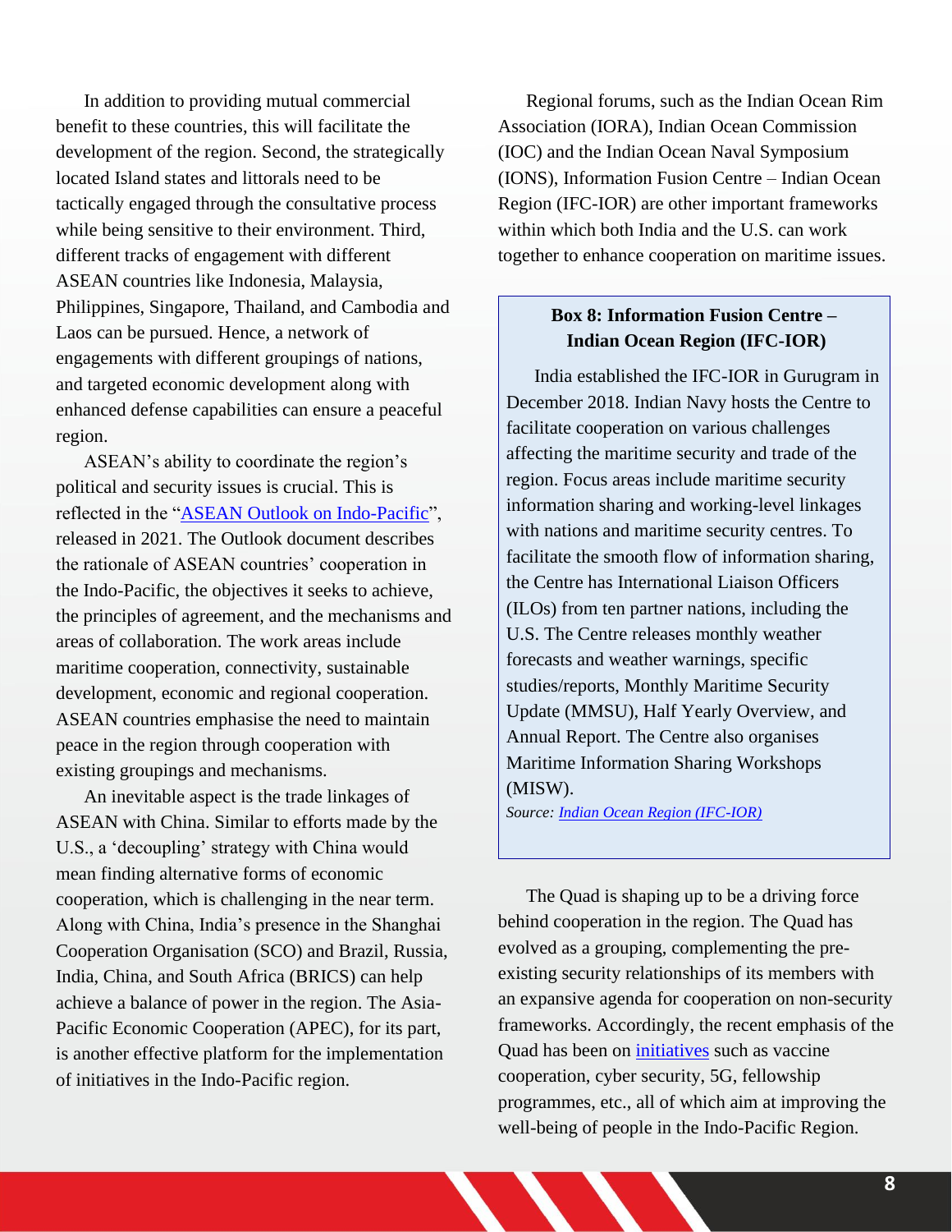In addition to providing mutual commercial benefit to these countries, this will facilitate the development of the region. Second, the strategically located Island states and littorals need to be tactically engaged through the consultative process while being sensitive to their environment. Third, different tracks of engagement with different ASEAN countries like Indonesia, Malaysia, Philippines, Singapore, Thailand, and Cambodia and Laos can be pursued. Hence, a network of engagements with different groupings of nations, and targeted economic development along with enhanced defense capabilities can ensure a peaceful region.

ASEAN's ability to coordinate the region's political and security issues is crucial. This is reflected in the "ASEAN Outlook on Indo-Pacific", released in 2021. The Outlook document describes the rationale of ASEAN countries' cooperation in the Indo-Pacific, the objectives it seeks to achieve, the principles of agreement, and the mechanisms and areas of collaboration. The work areas include maritime cooperation, connectivity, sustainable development, economic and regional cooperation. ASEAN countries emphasise the need to maintain peace in the region through cooperation with existing groupings and mechanisms.

An inevitable aspect is the trade linkages of ASEAN with China. Similar to efforts made by the U.S., a 'decoupling' strategy with China would mean finding alternative forms of economic cooperation, which is challenging in the near term. Along with China, India's presence in the Shanghai Cooperation Organisation (SCO) and Brazil, Russia, India, China, and South Africa (BRICS) can help achieve a balance of power in the region. The Asia-Pacific Economic Cooperation (APEC), for its part, is another effective platform for the implementation of initiatives in the Indo-Pacific region.

Regional forums, such as the Indian Ocean Rim Association (IORA), Indian Ocean Commission (IOC) and the Indian Ocean Naval Symposium (IONS), Information Fusion Centre – Indian Ocean Region (IFC-IOR) are other important frameworks within which both India and the U.S. can work together to enhance cooperation on maritime issues.

> **Box 8: Information Fusion Centre – Indian Ocean Region (IFC-IOR)**
>
> India established the IFC-IOR in Gurugram in December 2018. Indian Navy hosts the Centre to facilitate cooperation on various challenges affecting the maritime security and trade of the region. Focus areas include maritime security information sharing and working-level linkages with nations and maritime security centres. To facilitate the smooth flow of information sharing, the Centre has International Liaison Officers (ILOs) from ten partner nations, including the U.S. The Centre releases monthly weather forecasts and weather warnings, specific studies/reports, Monthly Maritime Security Update (MMSU), Half Yearly Overview, and Annual Report. The Centre also organises Maritime Information Sharing Workshops (MISW).
>
> *Source: Indian Ocean Region (IFC-IOR)*

The Quad is shaping up to be a driving force behind cooperation in the region. The Quad has evolved as a grouping, complementing the pre-existing security relationships of its members with an expansive agenda for cooperation on non-security frameworks. Accordingly, the recent emphasis of the Quad has been on initiatives such as vaccine cooperation, cyber security, 5G, fellowship programmes, etc., all of which aim at improving the well-being of people in the Indo-Pacific Region.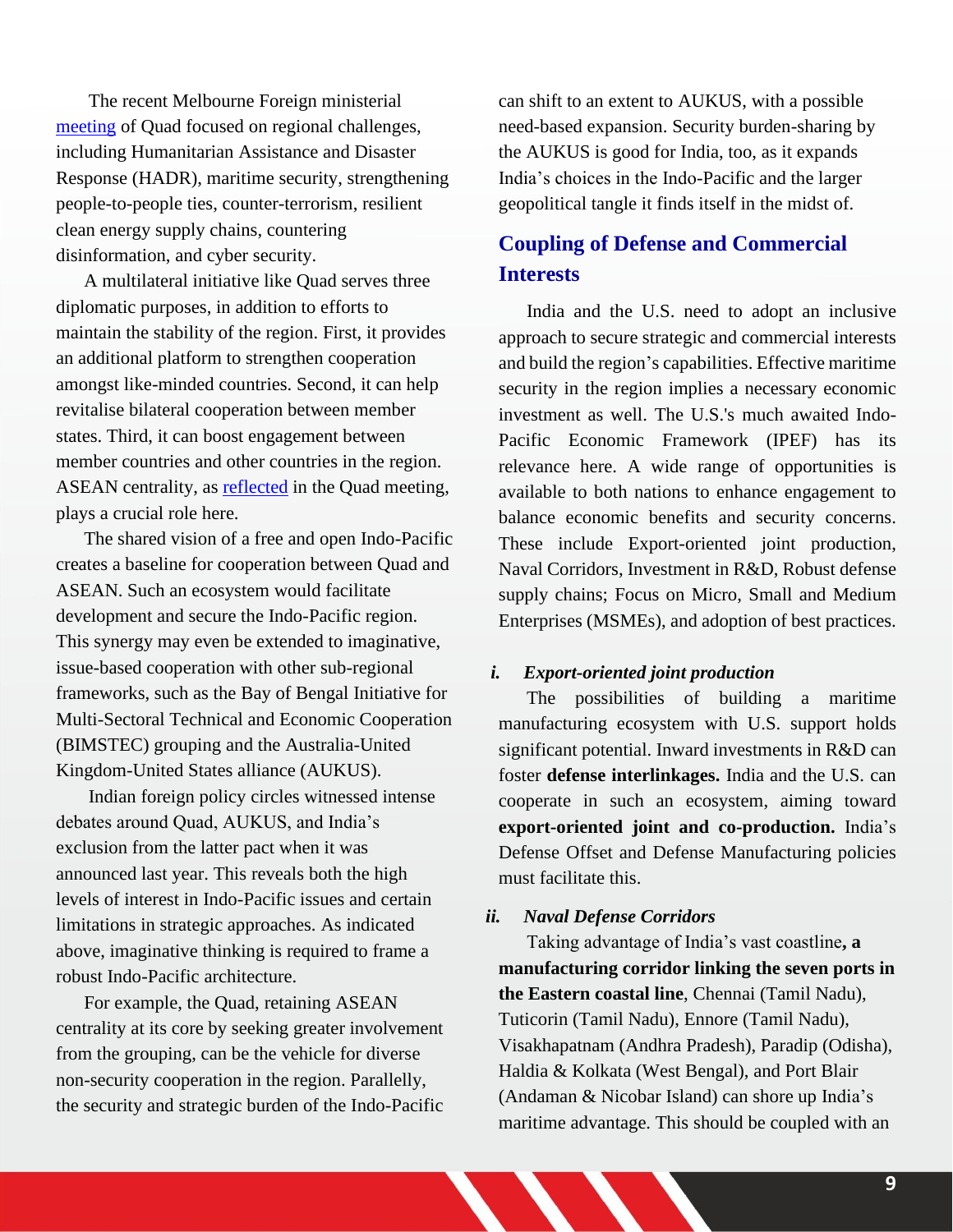The recent Melbourne Foreign ministerial meeting of Quad focused on regional challenges, including Humanitarian Assistance and Disaster Response (HADR), maritime security, strengthening people-to-people ties, counter-terrorism, resilient clean energy supply chains, countering disinformation, and cyber security.

A multilateral initiative like Quad serves three diplomatic purposes, in addition to efforts to maintain the stability of the region. First, it provides an additional platform to strengthen cooperation amongst like-minded countries. Second, it can help revitalise bilateral cooperation between member states. Third, it can boost engagement between member countries and other countries in the region. ASEAN centrality, as reflected in the Quad meeting, plays a crucial role here.

The shared vision of a free and open Indo-Pacific creates a baseline for cooperation between Quad and ASEAN. Such an ecosystem would facilitate development and secure the Indo-Pacific region. This synergy may even be extended to imaginative, issue-based cooperation with other sub-regional frameworks, such as the Bay of Bengal Initiative for Multi-Sectoral Technical and Economic Cooperation (BIMSTEC) grouping and the Australia-United Kingdom-United States alliance (AUKUS).

Indian foreign policy circles witnessed intense debates around Quad, AUKUS, and India's exclusion from the latter pact when it was announced last year. This reveals both the high levels of interest in Indo-Pacific issues and certain limitations in strategic approaches. As indicated above, imaginative thinking is required to frame a robust Indo-Pacific architecture.

For example, the Quad, retaining ASEAN centrality at its core by seeking greater involvement from the grouping, can be the vehicle for diverse non-security cooperation in the region. Parallelly, the security and strategic burden of the Indo-Pacific can shift to an extent to AUKUS, with a possible need-based expansion. Security burden-sharing by the AUKUS is good for India, too, as it expands India's choices in the Indo-Pacific and the larger geopolitical tangle it finds itself in the midst of.

## Coupling of Defense and Commercial Interests

India and the U.S. need to adopt an inclusive approach to secure strategic and commercial interests and build the region's capabilities. Effective maritime security in the region implies a necessary economic investment as well. The U.S.'s much awaited Indo-Pacific Economic Framework (IPEF) has its relevance here. A wide range of opportunities is available to both nations to enhance engagement to balance economic benefits and security concerns. These include Export-oriented joint production, Naval Corridors, Investment in R&D, Robust defense supply chains; Focus on Micro, Small and Medium Enterprises (MSMEs), and adoption of best practices.

### i. *Export-oriented joint production*

The possibilities of building a maritime manufacturing ecosystem with U.S. support holds significant potential. Inward investments in R&D can foster **defense interlinkages.** India and the U.S. can cooperate in such an ecosystem, aiming toward **export-oriented joint and co-production.** India's Defense Offset and Defense Manufacturing policies must facilitate this.

### ii. *Naval Defense Corridors*

Taking advantage of India's vast coastline**, a manufacturing corridor linking the seven ports in the Eastern coastal line**, Chennai (Tamil Nadu), Tuticorin (Tamil Nadu), Ennore (Tamil Nadu), Visakhapatnam (Andhra Pradesh), Paradip (Odisha), Haldia & Kolkata (West Bengal), and Port Blair (Andaman & Nicobar Island) can shore up India's maritime advantage. This should be coupled with an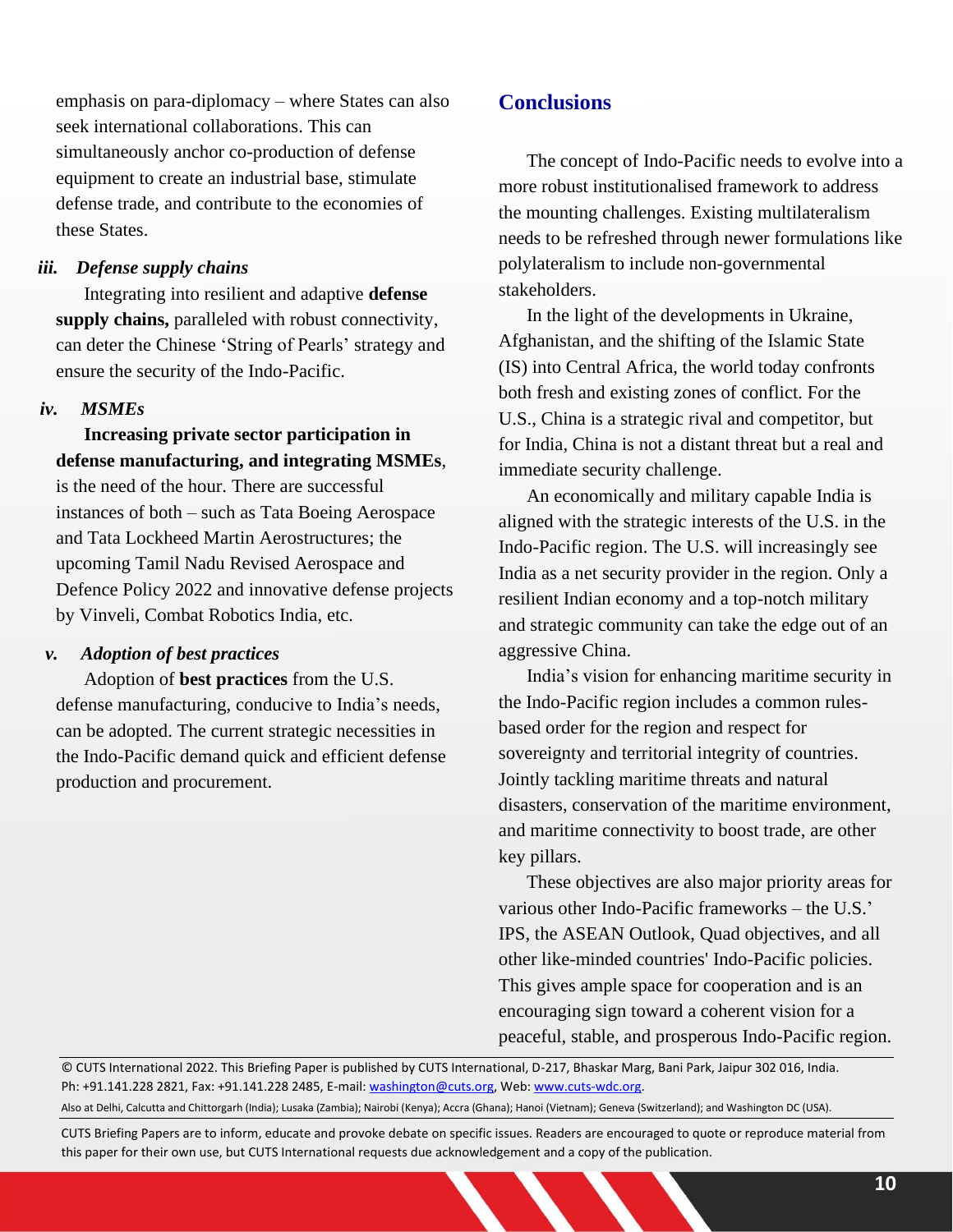emphasis on para-diplomacy – where States can also seek international collaborations. This can simultaneously anchor co-production of defense equipment to create an industrial base, stimulate defense trade, and contribute to the economies of these States.

***iii. Defense supply chains***

Integrating into resilient and adaptive **defense supply chains,** paralleled with robust connectivity, can deter the Chinese 'String of Pearls' strategy and ensure the security of the Indo-Pacific.

***iv. MSMEs***

**Increasing private sector participation in defense manufacturing, and integrating MSMEs**, is the need of the hour. There are successful instances of both – such as Tata Boeing Aerospace and Tata Lockheed Martin Aerostructures; the upcoming Tamil Nadu Revised Aerospace and Defence Policy 2022 and innovative defense projects by Vinveli, Combat Robotics India, etc.

***v. Adoption of best practices***

Adoption of **best practices** from the U.S. defense manufacturing, conducive to India's needs, can be adopted. The current strategic necessities in the Indo-Pacific demand quick and efficient defense production and procurement.

## Conclusions

The concept of Indo-Pacific needs to evolve into a more robust institutionalised framework to address the mounting challenges. Existing multilateralism needs to be refreshed through newer formulations like polylateralism to include non-governmental stakeholders.

In the light of the developments in Ukraine, Afghanistan, and the shifting of the Islamic State (IS) into Central Africa, the world today confronts both fresh and existing zones of conflict. For the U.S., China is a strategic rival and competitor, but for India, China is not a distant threat but a real and immediate security challenge.

An economically and military capable India is aligned with the strategic interests of the U.S. in the Indo-Pacific region. The U.S. will increasingly see India as a net security provider in the region. Only a resilient Indian economy and a top-notch military and strategic community can take the edge out of an aggressive China.

India's vision for enhancing maritime security in the Indo-Pacific region includes a common rules-based order for the region and respect for sovereignty and territorial integrity of countries. Jointly tackling maritime threats and natural disasters, conservation of the maritime environment, and maritime connectivity to boost trade, are other key pillars.

These objectives are also major priority areas for various other Indo-Pacific frameworks – the U.S.' IPS, the ASEAN Outlook, Quad objectives, and all other like-minded countries' Indo-Pacific policies. This gives ample space for cooperation and is an encouraging sign toward a coherent vision for a peaceful, stable, and prosperous Indo-Pacific region.

---

© CUTS International 2022. This Briefing Paper is published by CUTS International, D-217, Bhaskar Marg, Bani Park, Jaipur 302 016, India. Ph: +91.141.228 2821, Fax: +91.141.228 2485, E-mail: washington@cuts.org, Web: www.cuts-wdc.org.

Also at Delhi, Calcutta and Chittorgarh (India); Lusaka (Zambia); Nairobi (Kenya); Accra (Ghana); Hanoi (Vietnam); Geneva (Switzerland); and Washington DC (USA).

CUTS Briefing Papers are to inform, educate and provoke debate on specific issues. Readers are encouraged to quote or reproduce material from this paper for their own use, but CUTS International requests due acknowledgement and a copy of the publication.